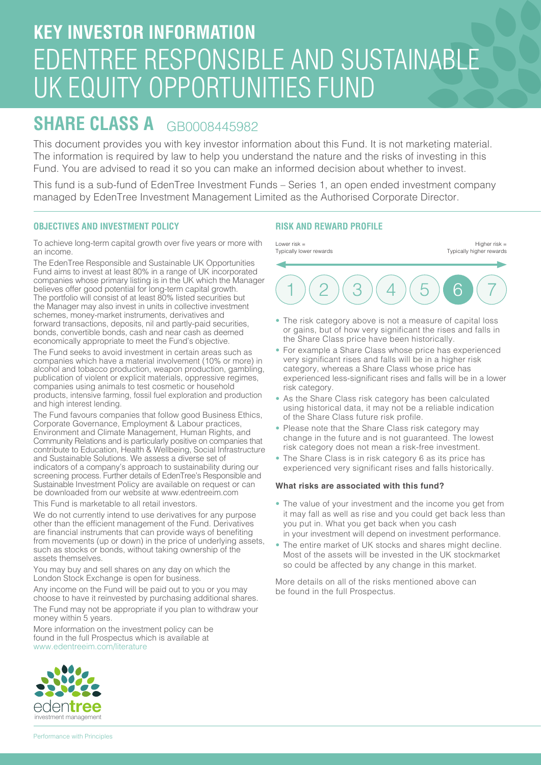# KEY INVESTOR INFORMATION
# EDENTREE RESPONSIBLE AND SUSTAINABLE UK EQUITY OPPORTUNITIES FUND

## SHARE CLASS A GB0008445982

This document provides you with key investor information about this Fund. It is not marketing material. The information is required by law to help you understand the nature and the risks of investing in this Fund. You are advised to read it so you can make an informed decision about whether to invest.

This fund is a sub-fund of EdenTree Investment Funds – Series 1, an open ended investment company managed by EdenTree Investment Management Limited as the Authorised Corporate Director.

### OBJECTIVES AND INVESTMENT POLICY

To achieve long-term capital growth over five years or more with an income.

The EdenTree Responsible and Sustainable UK Opportunities Fund aims to invest at least 80% in a range of UK incorporated companies whose primary listing is in the UK which the Manager believes offer good potential for long-term capital growth. The portfolio will consist of at least 80% listed securities but the Manager may also invest in units in collective investment schemes, money-market instruments, derivatives and forward transactions, deposits, nil and partly-paid securities, bonds, convertible bonds, cash and near cash as deemed economically appropriate to meet the Fund's objective.

The Fund seeks to avoid investment in certain areas such as companies which have a material involvement (10% or more) in alcohol and tobacco production, weapon production, gambling, publication of violent or explicit materials, oppressive regimes, companies using animals to test cosmetic or household products, intensive farming, fossil fuel exploration and production and high interest lending.

The Fund favours companies that follow good Business Ethics, Corporate Governance, Employment & Labour practices, Environment and Climate Management, Human Rights, and Community Relations and is particularly positive on companies that contribute to Education, Health & Wellbeing, Social Infrastructure and Sustainable Solutions. We assess a diverse set of indicators of a company's approach to sustainability during our screening process. Further details of EdenTree's Responsible and Sustainable Investment Policy are available on request or can be downloaded from our website at www.edentreeim.com

This Fund is marketable to all retail investors.

We do not currently intend to use derivatives for any purpose other than the efficient management of the Fund. Derivatives are financial instruments that can provide ways of benefiting from movements (up or down) in the price of underlying assets, such as stocks or bonds, without taking ownership of the assets themselves.

You may buy and sell shares on any day on which the London Stock Exchange is open for business.

Any income on the Fund will be paid out to you or you may choose to have it reinvested by purchasing additional shares.

The Fund may not be appropriate if you plan to withdraw your money within 5 years.

More information on the investment policy can be found in the full Prospectus which is available at www.edentreeim.com/literature

### RISK AND REWARD PROFILE

Lower risk = Typically lower rewards | Higher risk = Typically higher rewards

1 | 2 | 3 | 4 | 5 | **6** | 7

- The risk category above is not a measure of capital loss or gains, but of how very significant the rises and falls in the Share Class price have been historically.
- For example a Share Class whose price has experienced very significant rises and falls will be in a higher risk category, whereas a Share Class whose price has experienced less-significant rises and falls will be in a lower risk category.
- As the Share Class risk category has been calculated using historical data, it may not be a reliable indication of the Share Class future risk profile.
- Please note that the Share Class risk category may change in the future and is not guaranteed. The lowest risk category does not mean a risk-free investment.
- The Share Class is in risk category 6 as its price has experienced very significant rises and falls historically.

**What risks are associated with this fund?**

- The value of your investment and the income you get from it may fall as well as rise and you could get back less than you put in. What you get back when you cash in your investment will depend on investment performance.
- The entire market of UK stocks and shares might decline. Most of the assets will be invested in the UK stockmarket so could be affected by any change in this market.

More details on all of the risks mentioned above can be found in the full Prospectus.

edentree investment management

Performance with Principles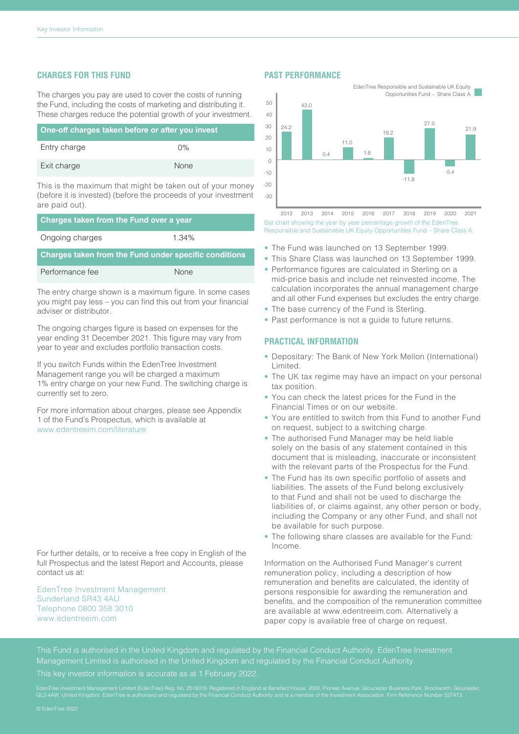## CHARGES FOR THIS FUND

The charges you pay are used to cover the costs of running the Fund, including the costs of marketing and distributing it. These charges reduce the potential growth of your investment.

| One-off charges taken before or after you invest | |
|---|---|
| Entry charge | 0% |
| Exit charge | None |

This is the maximum that might be taken out of your money (before it is invested) (before the proceeds of your investment are paid out).

| Charges taken from the Fund over a year | |
|---|---|
| Ongoing charges | 1.34% |

| Charges taken from the Fund under specific conditions | |
|---|---|
| Performance fee | None |

The entry charge shown is a maximum figure. In some cases you might pay less – you can find this out from your financial adviser or distributor.

The ongoing charges figure is based on expenses for the year ending 31 December 2021. This figure may vary from year to year and excludes portfolio transaction costs.

If you switch Funds within the EdenTree Investment Management range you will be charged a maximum 1% entry charge on your new Fund. The switching charge is currently set to zero.

For more information about charges, please see Appendix 1 of the Fund's Prospectus, which is available at www.edentreeim.com/literature

For further details, or to receive a free copy in English of the full Prospectus and the latest Report and Accounts, please contact us at:

EdenTree Investment Management
Sunderland SR43 4AU
Telephone 0800 358 3010
www.edentreeim.com

## PAST PERFORMANCE

EdenTree Responsible and Sustainable UK Equity Opportunities Fund – Share Class A

50
40
30
20
10
0
-10
-20
-30

24.2
43.0
0.4
11.0
1.6
19.2
-11.8
27.0
-5.4
21.9

2012 2013 2014 2015 2016 2017 2018 2019 2020 2021

Bar chart showing the year by year percentage growth of the EdenTree Responsible and Sustainable UK Equity Opportunities Fund – Share Class A.

- The Fund was launched on 13 September 1999.
- This Share Class was launched on 13 September 1999.
- Performance figures are calculated in Sterling on a mid-price basis and include net reinvested income. The calculation incorporates the annual management charge and all other Fund expenses but excludes the entry charge.
- The base currency of the Fund is Sterling.
- Past performance is not a guide to future returns.

## PRACTICAL INFORMATION

- Depositary: The Bank of New York Mellon (International) Limited.
- The UK tax regime may have an impact on your personal tax position.
- You can check the latest prices for the Fund in the Financial Times or on our website.
- You are entitled to switch from this Fund to another Fund on request, subject to a switching charge.
- The authorised Fund Manager may be held liable solely on the basis of any statement contained in this document that is misleading, inaccurate or inconsistent with the relevant parts of the Prospectus for the Fund.
- The Fund has its own specific portfolio of assets and liabilities. The assets of the Fund belong exclusively to that Fund and shall not be used to discharge the liabilities of, or claims against, any other person or body, including the Company or any other Fund, and shall not be available for such purpose.
- The following share classes are available for the Fund: Income.

Information on the Authorised Fund Manager's current remuneration policy, including a description of how remuneration and benefits are calculated, the identity of persons responsible for awarding the remuneration and benefits, and the composition of the remuneration committee are available at www.edentreeim.com. Alternatively a paper copy is available free of charge on request.

This Fund is authorised in the United Kingdom and regulated by the Financial Conduct Authority. EdenTree Investment Management Limited is authorised in the United Kingdom and regulated by the Financial Conduct Authority.

This key investor information is accurate as at 1 February 2022.

EdenTree Investment Management Limited (EdenTree) Reg. No. 2519319. Registered in England at Benefact House, 2000, Pioneer Avenue, Gloucester Business Park, Brockworth, Gloucester, GL3 4AW, United Kingdom. EdenTree is authorised and regulated by the Financial Conduct Authority and is a member of the Investment Association. Firm Reference Number 527473.

© EdenTree 2022